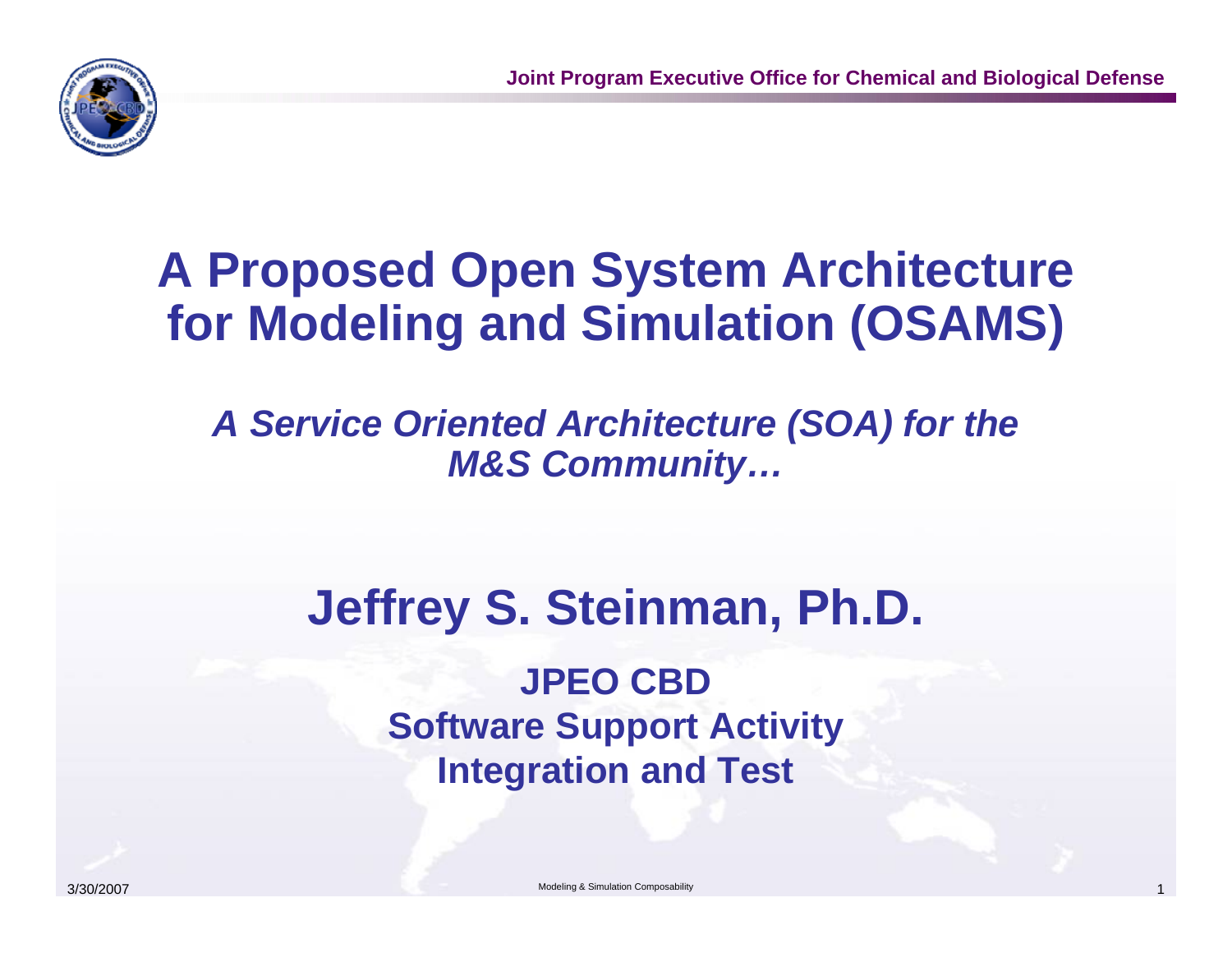# A Proposed Open System Architecture for Modeling and Simulation (OSAMS)

*A Service Oriented Architecture (SOA) for the M&S Community…*

## Jeffrey S. Steinman, Ph.D.

**JPEO CBD**
**Software Support Activity**
**Integration and Test**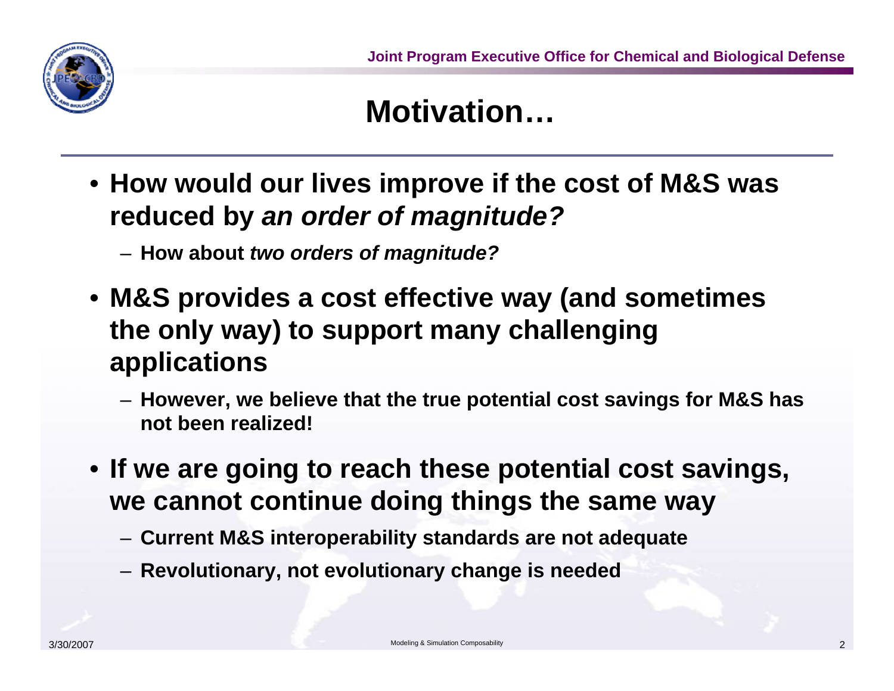# Motivation…

- **How would our lives improve if the cost of M&S was reduced by *an order of magnitude?***
  - **How about *two orders of magnitude?***
- **M&S provides a cost effective way (and sometimes the only way) to support many challenging applications**
  - **However, we believe that the true potential cost savings for M&S has not been realized!**
- **If we are going to reach these potential cost savings, we cannot continue doing things the same way**
  - **Current M&S interoperability standards are not adequate**
  - **Revolutionary, not evolutionary change is needed**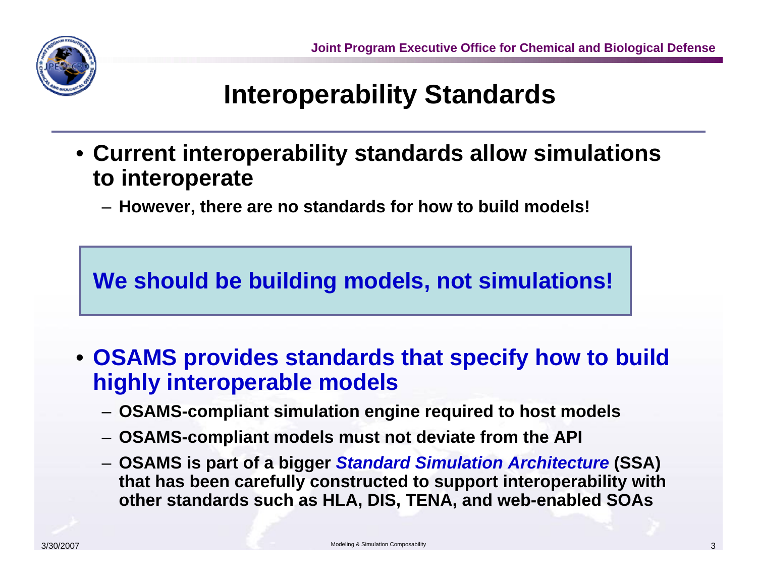# Interoperability Standards

- **Current interoperability standards allow simulations to interoperate**
  - **However, there are no standards for how to build models!**

**We should be building models, not simulations!**

- **OSAMS provides standards that specify how to build highly interoperable models**
  - **OSAMS-compliant simulation engine required to host models**
  - **OSAMS-compliant models must not deviate from the API**
  - **OSAMS is part of a bigger *Standard Simulation Architecture* (SSA) that has been carefully constructed to support interoperability with other standards such as HLA, DIS, TENA, and web-enabled SOAs**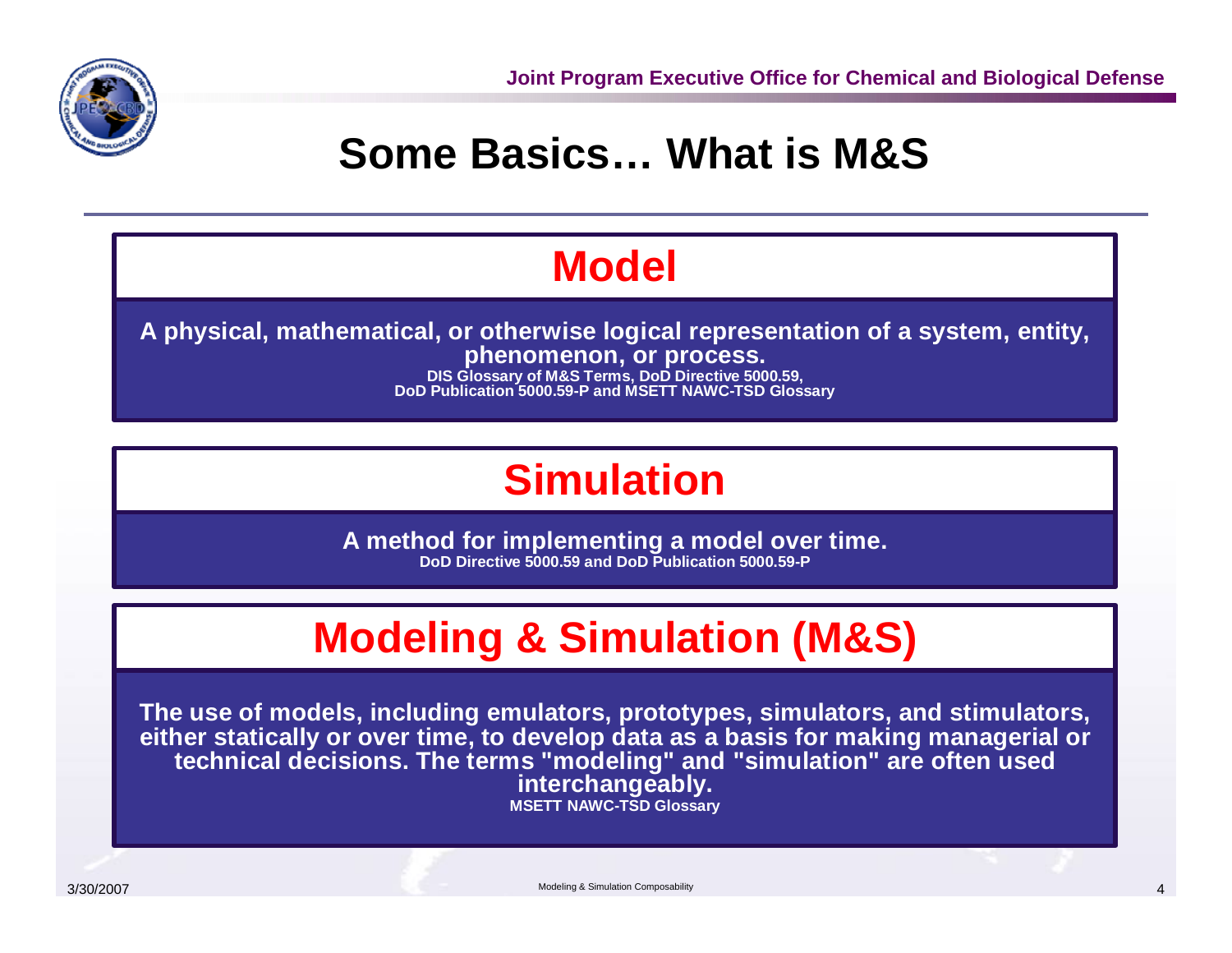# Some Basics… What is M&S

## Model

**A physical, mathematical, or otherwise logical representation of a system, entity, phenomenon, or process.**

DIS Glossary of M&S Terms, DoD Directive 5000.59,
DoD Publication 5000.59-P and MSETT NAWC-TSD Glossary

## Simulation

**A method for implementing a model over time.**

DoD Directive 5000.59 and DoD Publication 5000.59-P

## Modeling & Simulation (M&S)

**The use of models, including emulators, prototypes, simulators, and stimulators, either statically or over time, to develop data as a basis for making managerial or technical decisions. The terms "modeling" and "simulation" are often used interchangeably.**

MSETT NAWC-TSD Glossary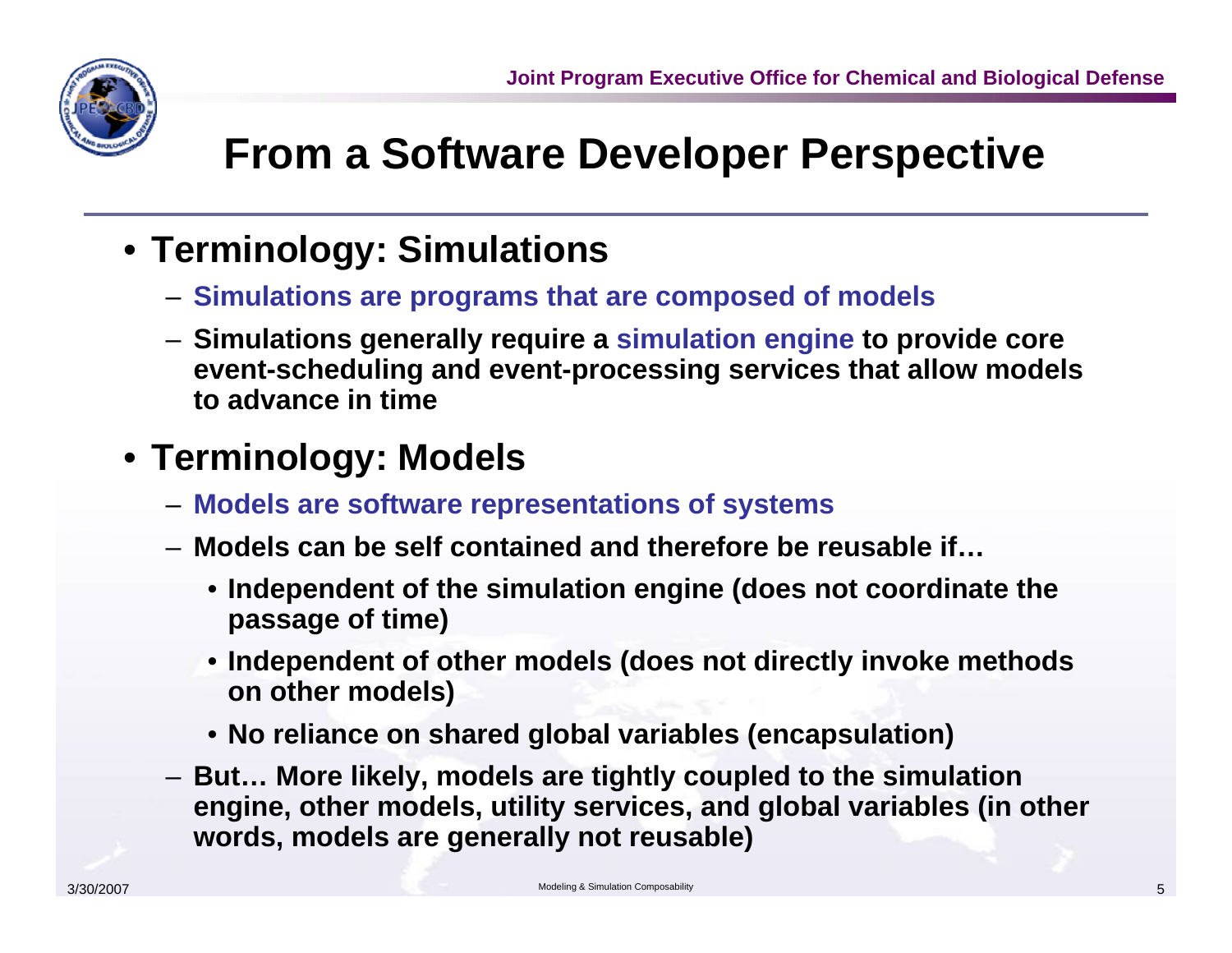# From a Software Developer Perspective

- **Terminology: Simulations**
  - **Simulations are programs that are composed of models**
  - **Simulations generally require a simulation engine to provide core event-scheduling and event-processing services that allow models to advance in time**
- **Terminology: Models**
  - **Models are software representations of systems**
  - **Models can be self contained and therefore be reusable if…**
    - **Independent of the simulation engine (does not coordinate the passage of time)**
    - **Independent of other models (does not directly invoke methods on other models)**
    - **No reliance on shared global variables (encapsulation)**
  - **But… More likely, models are tightly coupled to the simulation engine, other models, utility services, and global variables (in other words, models are generally not reusable)**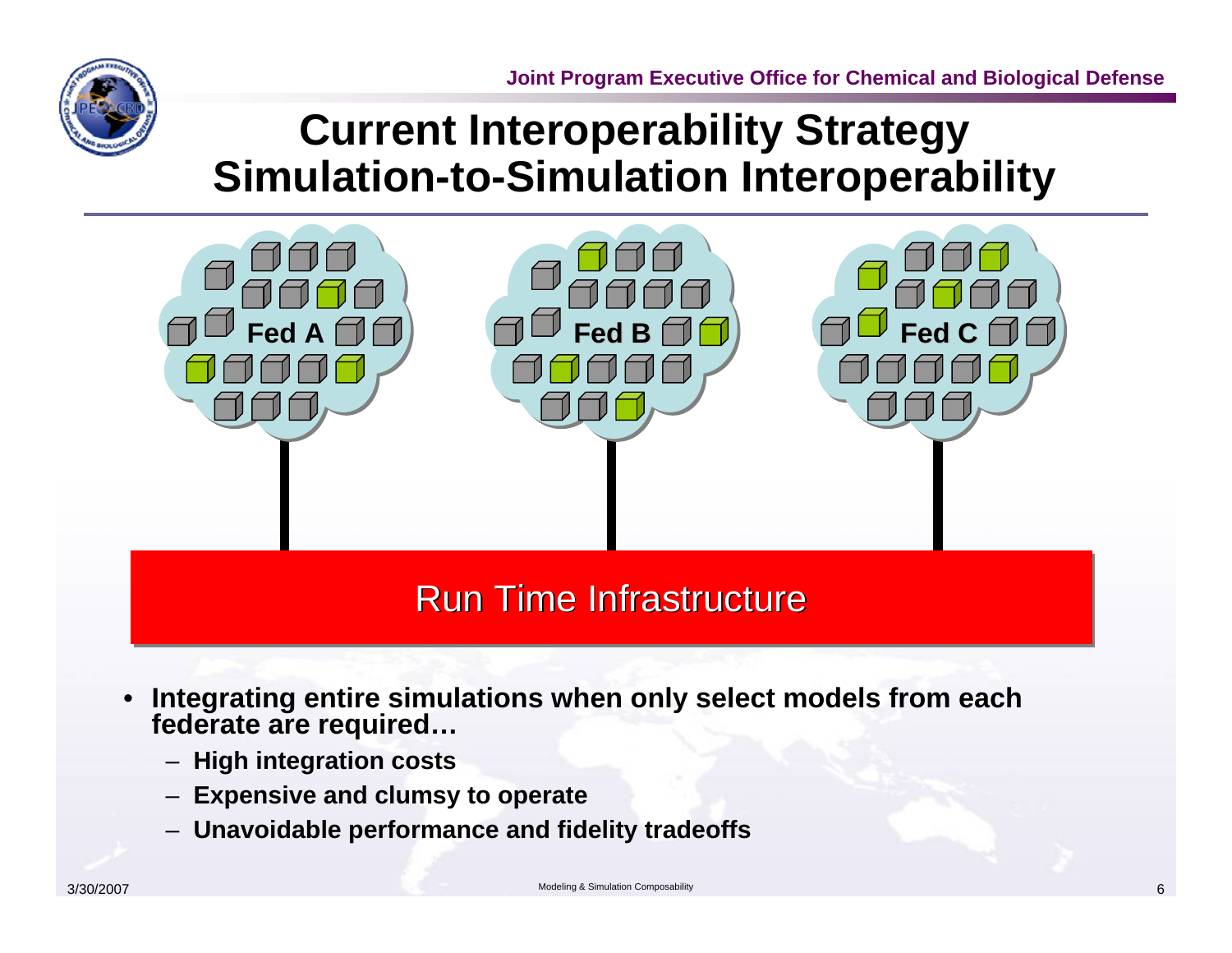# Current Interoperability Strategy
## Simulation-to-Simulation Interoperability

Fed A

Fed B

Fed C

Run Time Infrastructure

- **Integrating entire simulations when only select models from each federate are required…**
  - **High integration costs**
  - **Expensive and clumsy to operate**
  - **Unavoidable performance and fidelity tradeoffs**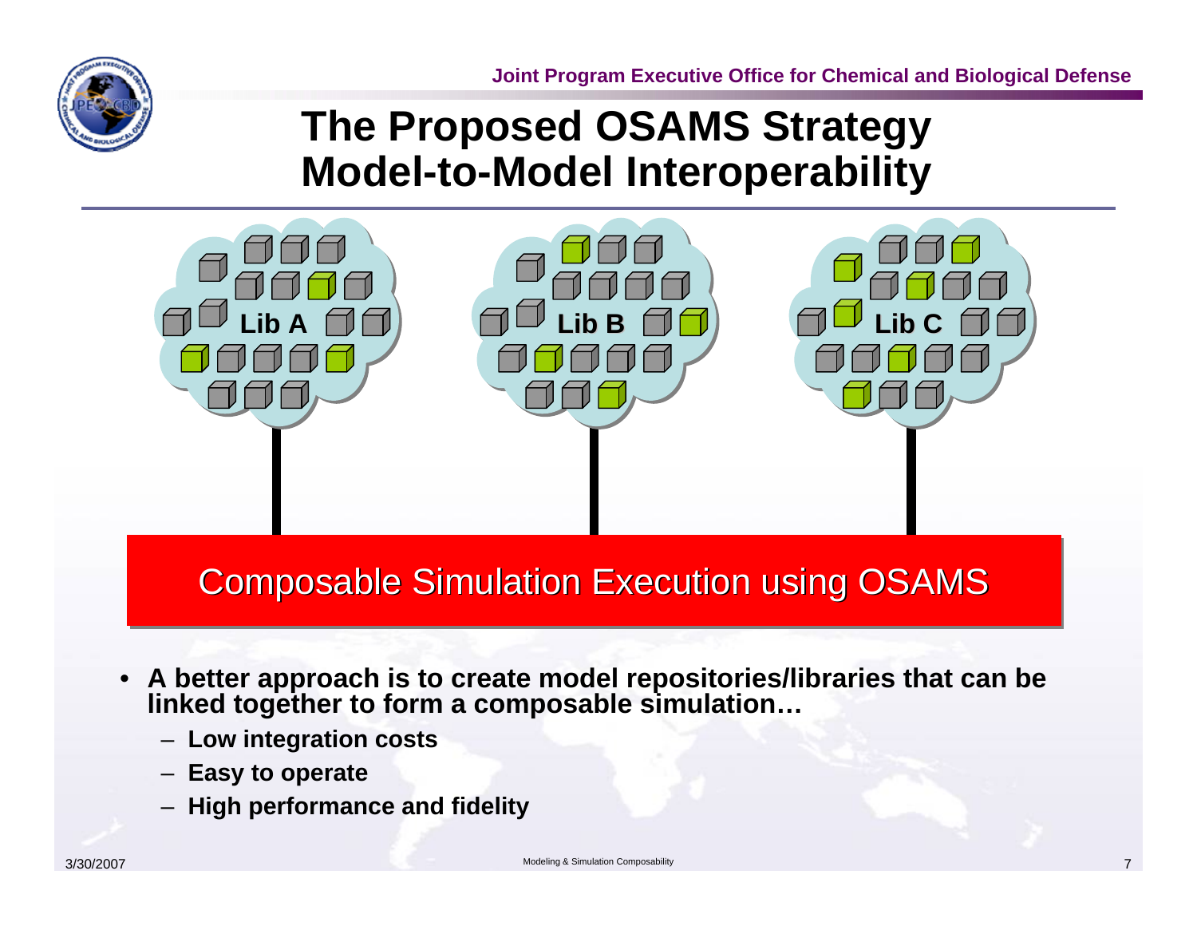# The Proposed OSAMS Strategy Model-to-Model Interoperability

Lib A

Lib B

Lib C

Composable Simulation Execution using OSAMS

- **A better approach is to create model repositories/libraries that can be linked together to form a composable simulation…**
  - **Low integration costs**
  - **Easy to operate**
  - **High performance and fidelity**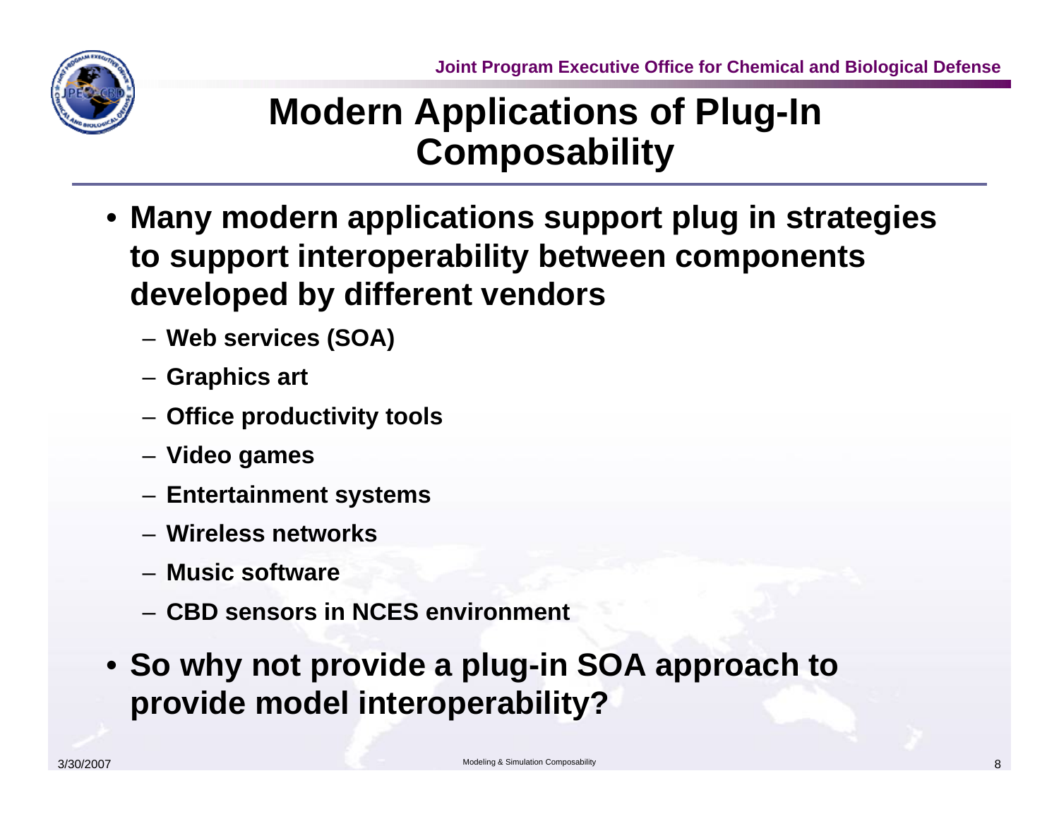# Modern Applications of Plug-In Composability

- **Many modern applications support plug in strategies to support interoperability between components developed by different vendors**
  - **Web services (SOA)**
  - **Graphics art**
  - **Office productivity tools**
  - **Video games**
  - **Entertainment systems**
  - **Wireless networks**
  - **Music software**
  - **CBD sensors in NCES environment**
- **So why not provide a plug-in SOA approach to provide model interoperability?**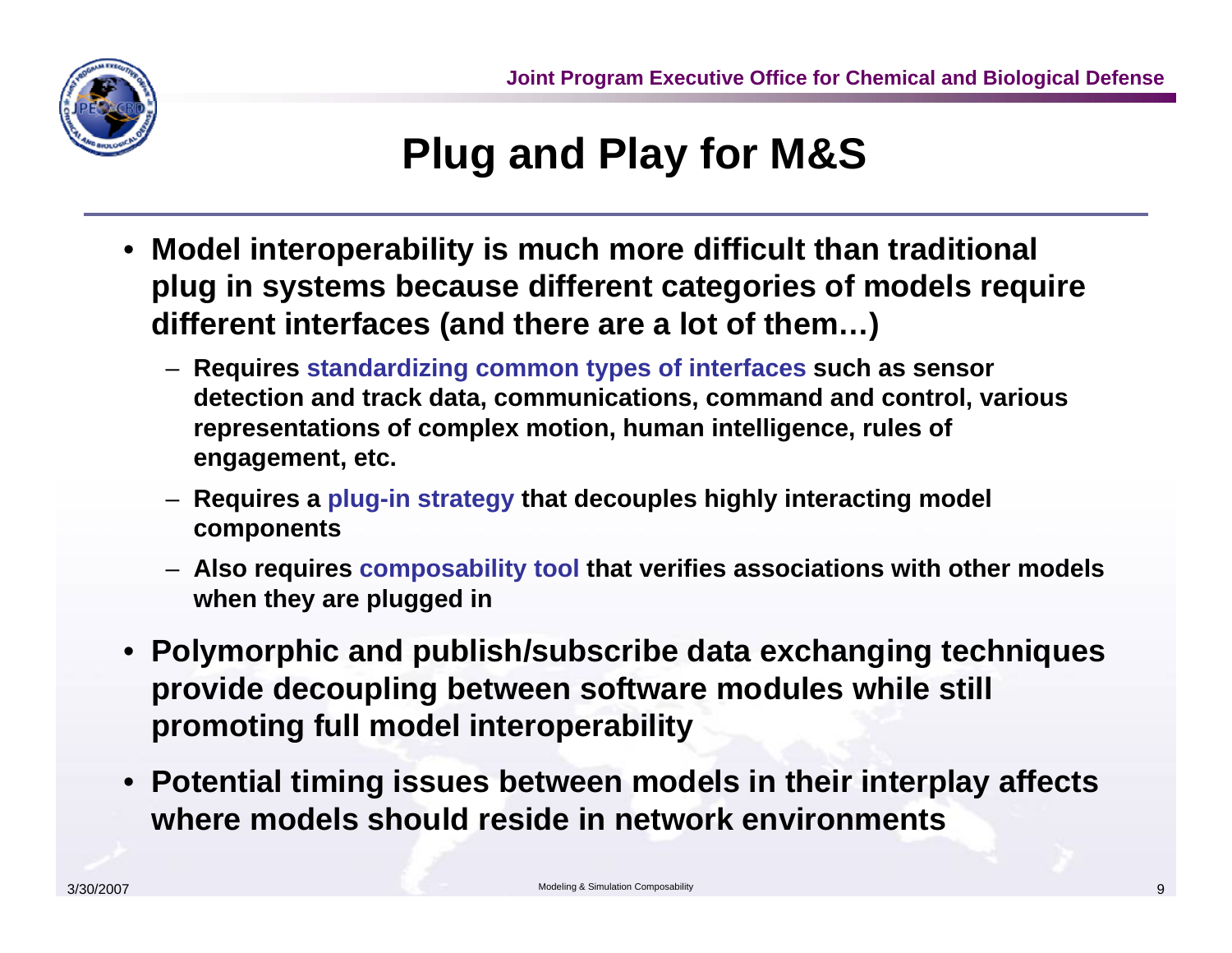# Plug and Play for M&S

- **Model interoperability is much more difficult than traditional plug in systems because different categories of models require different interfaces (and there are a lot of them…)**
  - **Requires standardizing common types of interfaces such as sensor detection and track data, communications, command and control, various representations of complex motion, human intelligence, rules of engagement, etc.**
  - **Requires a plug-in strategy that decouples highly interacting model components**
  - **Also requires composability tool that verifies associations with other models when they are plugged in**
- **Polymorphic and publish/subscribe data exchanging techniques provide decoupling between software modules while still promoting full model interoperability**
- **Potential timing issues between models in their interplay affects where models should reside in network environments**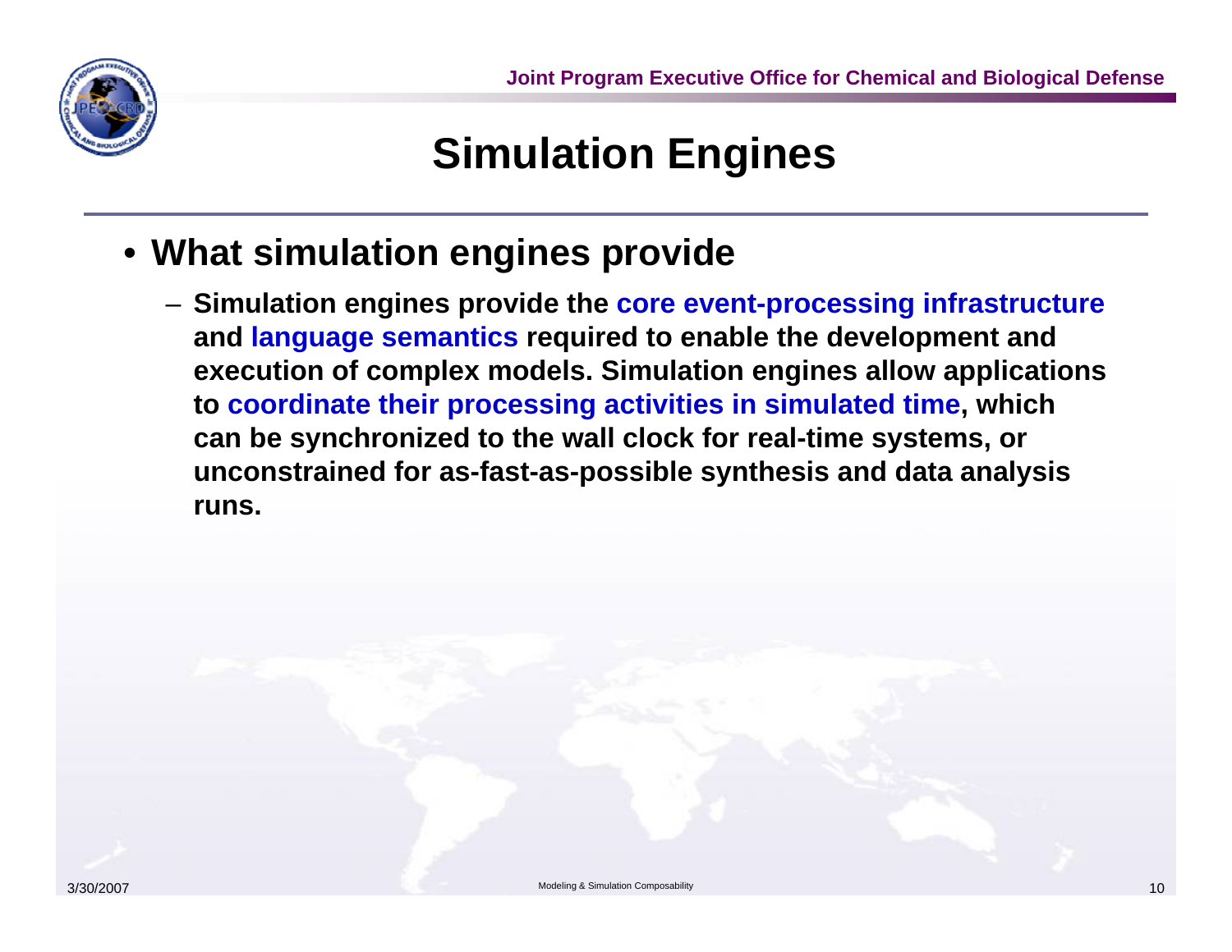# Simulation Engines

- **What simulation engines provide**
  - **Simulation engines provide the core event-processing infrastructure and language semantics required to enable the development and execution of complex models. Simulation engines allow applications to coordinate their processing activities in simulated time, which can be synchronized to the wall clock for real-time systems, or unconstrained for as-fast-as-possible synthesis and data analysis runs.**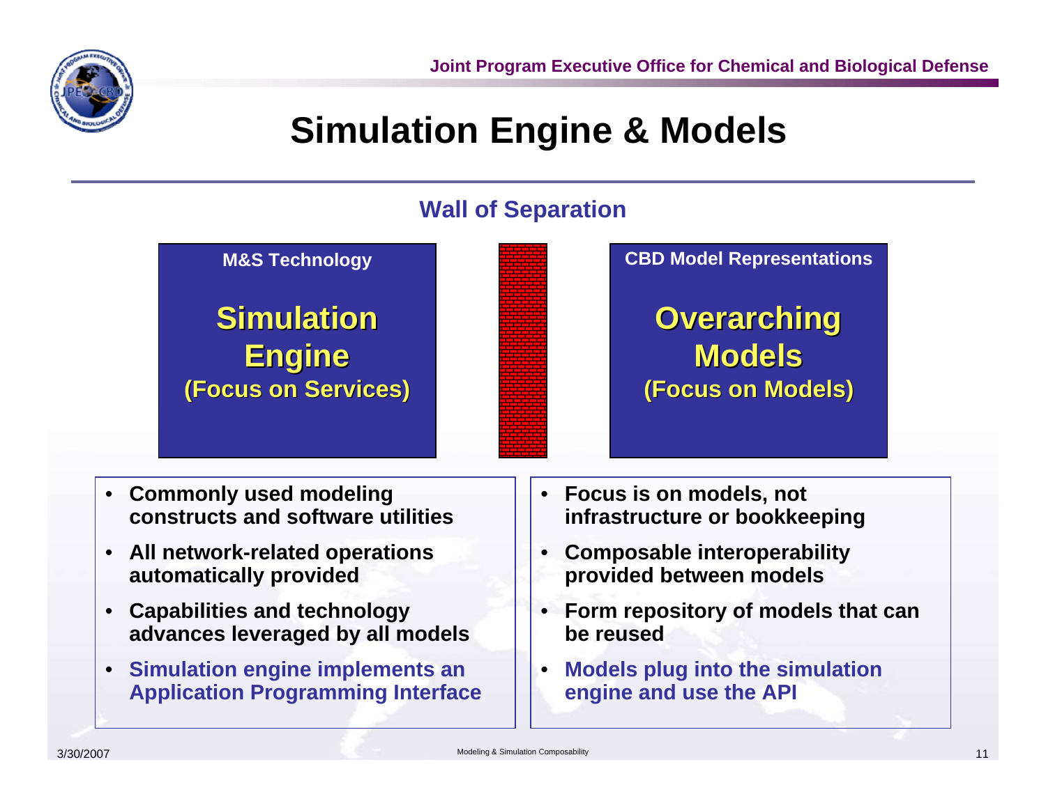# Simulation Engine & Models

## Wall of Separation

**M&S Technology**

**Simulation Engine**
**(Focus on Services)**

**CBD Model Representations**

**Overarching Models**
**(Focus on Models)**

- **Commonly used modeling constructs and software utilities**
- **All network-related operations automatically provided**
- **Capabilities and technology advances leveraged by all models**
- **Simulation engine implements an Application Programming Interface**

- **Focus is on models, not infrastructure or bookkeeping**
- **Composable interoperability provided between models**
- **Form repository of models that can be reused**
- **Models plug into the simulation engine and use the API**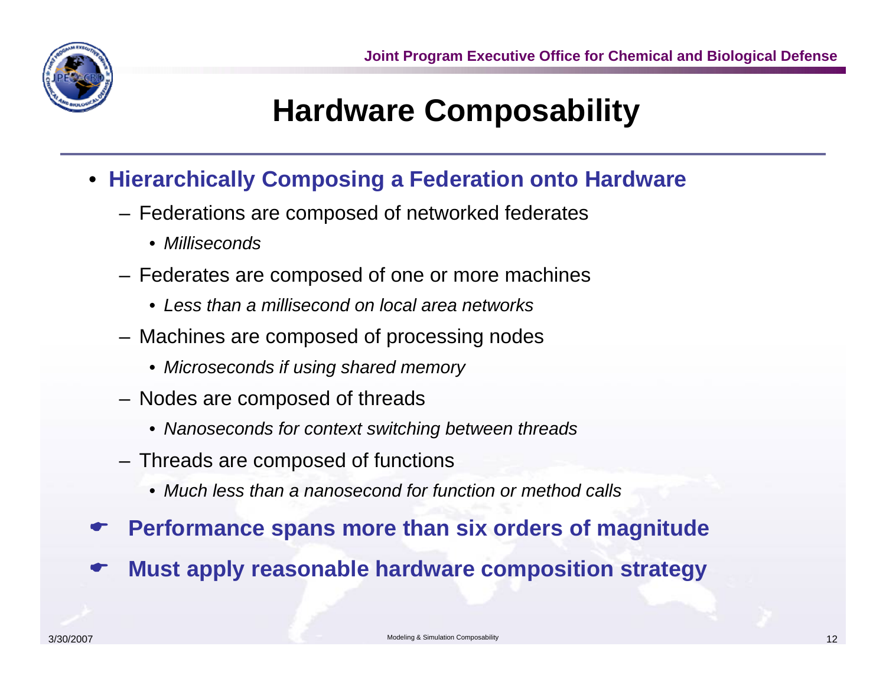# Hardware Composability

- **Hierarchically Composing a Federation onto Hardware**
  - Federations are composed of networked federates
    - *Milliseconds*
  - Federates are composed of one or more machines
    - *Less than a millisecond on local area networks*
  - Machines are composed of processing nodes
    - *Microseconds if using shared memory*
  - Nodes are composed of threads
    - *Nanoseconds for context switching between threads*
  - Threads are composed of functions
    - *Much less than a nanosecond for function or method calls*
- **Performance spans more than six orders of magnitude**
- **Must apply reasonable hardware composition strategy**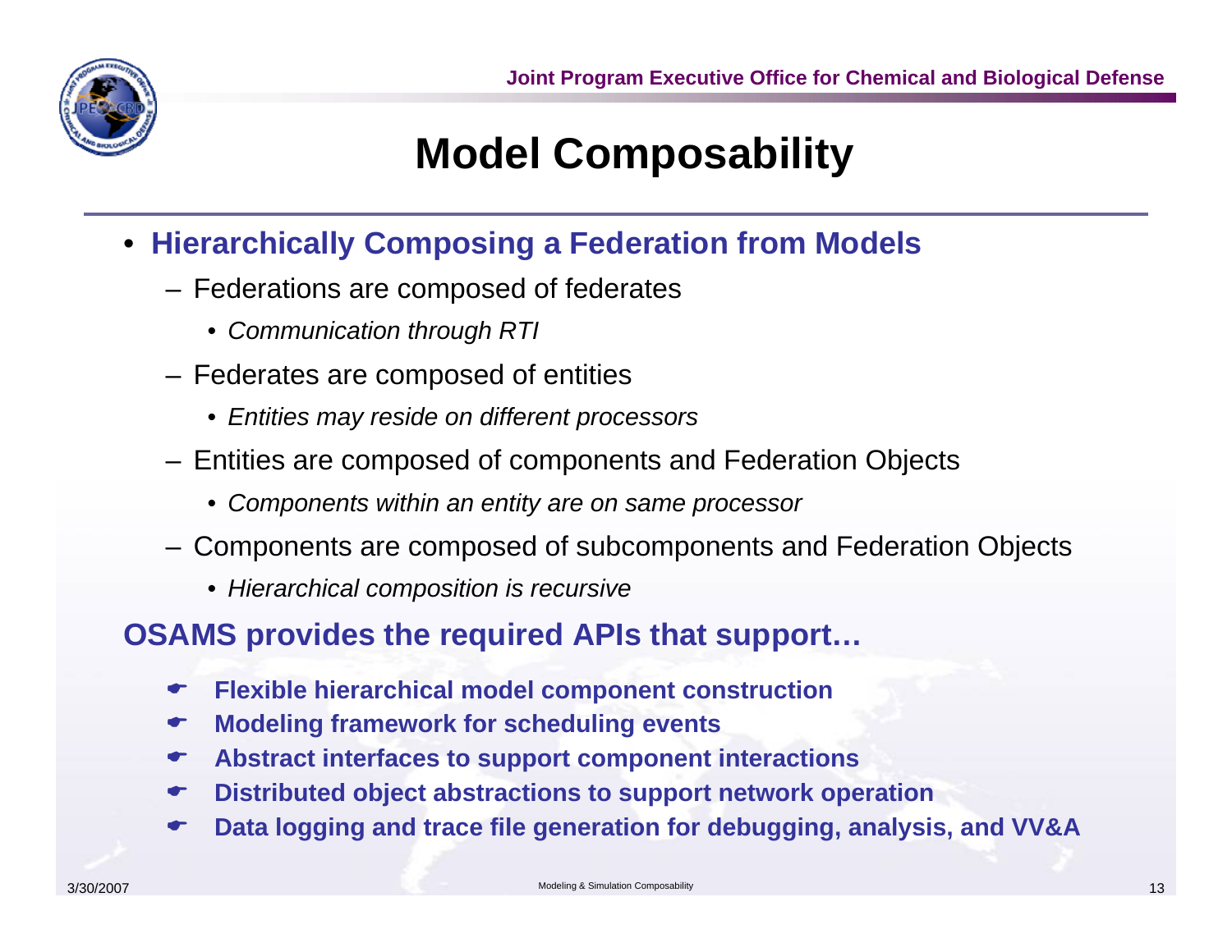# Model Composability

- **Hierarchically Composing a Federation from Models**
  - Federations are composed of federates
    - *Communication through RTI*
  - Federates are composed of entities
    - *Entities may reside on different processors*
  - Entities are composed of components and Federation Objects
    - *Components within an entity are on same processor*
  - Components are composed of subcomponents and Federation Objects
    - *Hierarchical composition is recursive*

**OSAMS provides the required APIs that support…**

- **Flexible hierarchical model component construction**
- **Modeling framework for scheduling events**
- **Abstract interfaces to support component interactions**
- **Distributed object abstractions to support network operation**
- **Data logging and trace file generation for debugging, analysis, and VV&A**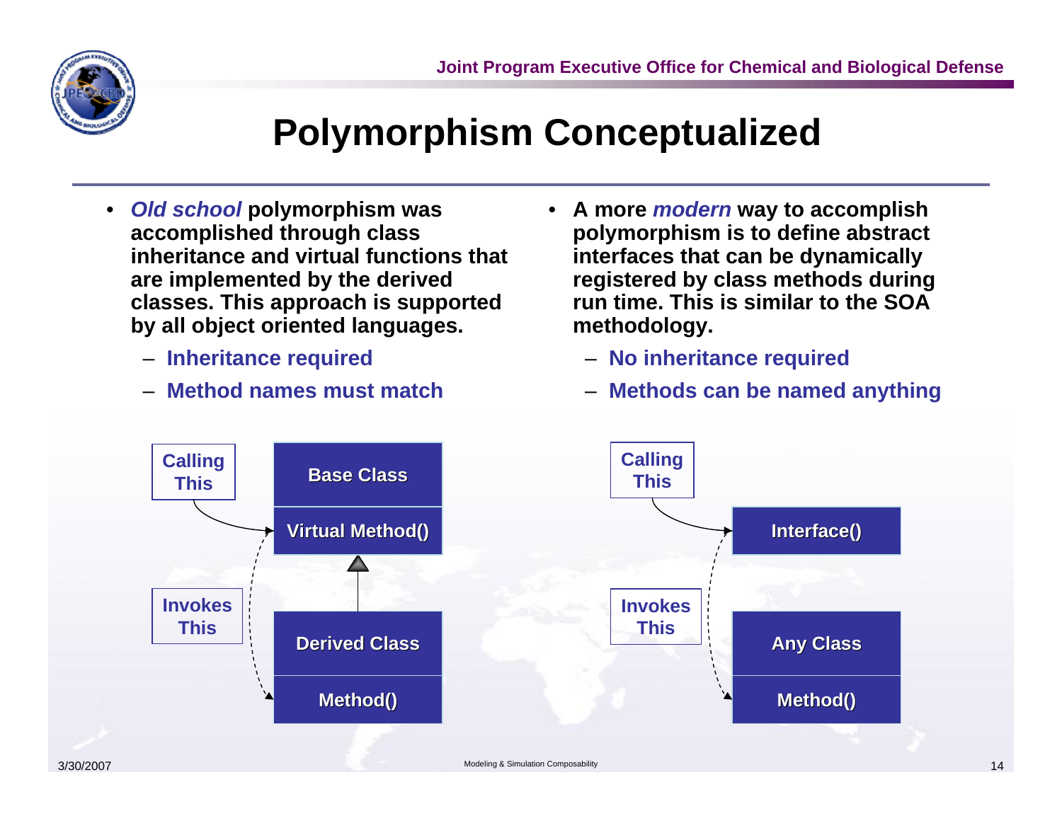# Polymorphism Conceptualized

- *Old school* **polymorphism was accomplished through class inheritance and virtual functions that are implemented by the derived classes. This approach is supported by all object oriented languages.**
  - **Inheritance required**
  - **Method names must match**

- **A more** *modern* **way to accomplish polymorphism is to define abstract interfaces that can be dynamically registered by class methods during run time. This is similar to the SOA methodology.**
  - **No inheritance required**
  - **Methods can be named anything**

Calling This

Base Class

Virtual Method()

Invokes This

Derived Class

Method()

Calling This

Interface()

Invokes This

Any Class

Method()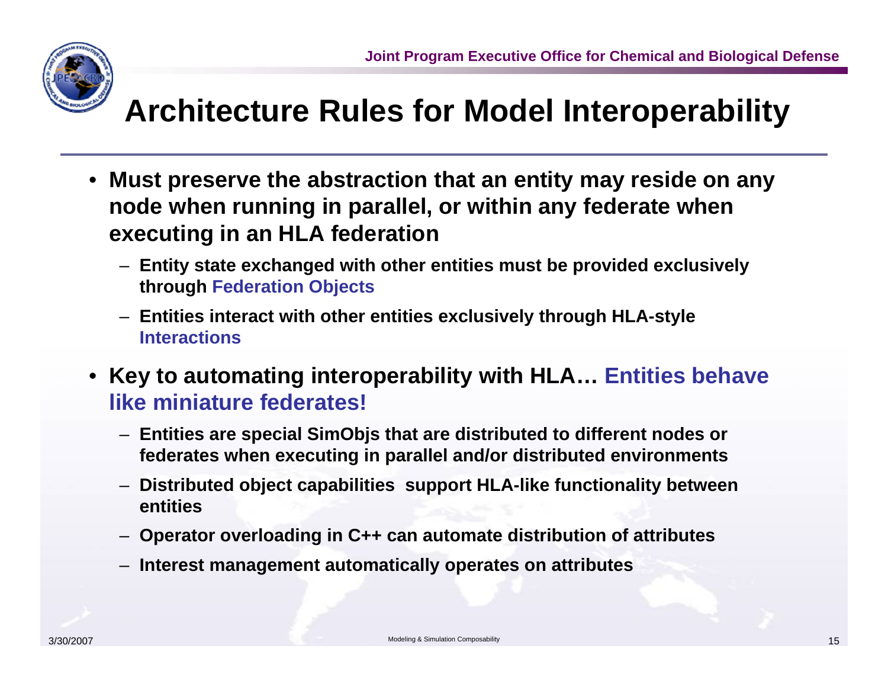# Architecture Rules for Model Interoperability

- **Must preserve the abstraction that an entity may reside on any node when running in parallel, or within any federate when executing in an HLA federation**
  - **Entity state exchanged with other entities must be provided exclusively through Federation Objects**
  - **Entities interact with other entities exclusively through HLA-style Interactions**
- **Key to automating interoperability with HLA… Entities behave like miniature federates!**
  - **Entities are special SimObjs that are distributed to different nodes or federates when executing in parallel and/or distributed environments**
  - **Distributed object capabilities support HLA-like functionality between entities**
  - **Operator overloading in C++ can automate distribution of attributes**
  - **Interest management automatically operates on attributes**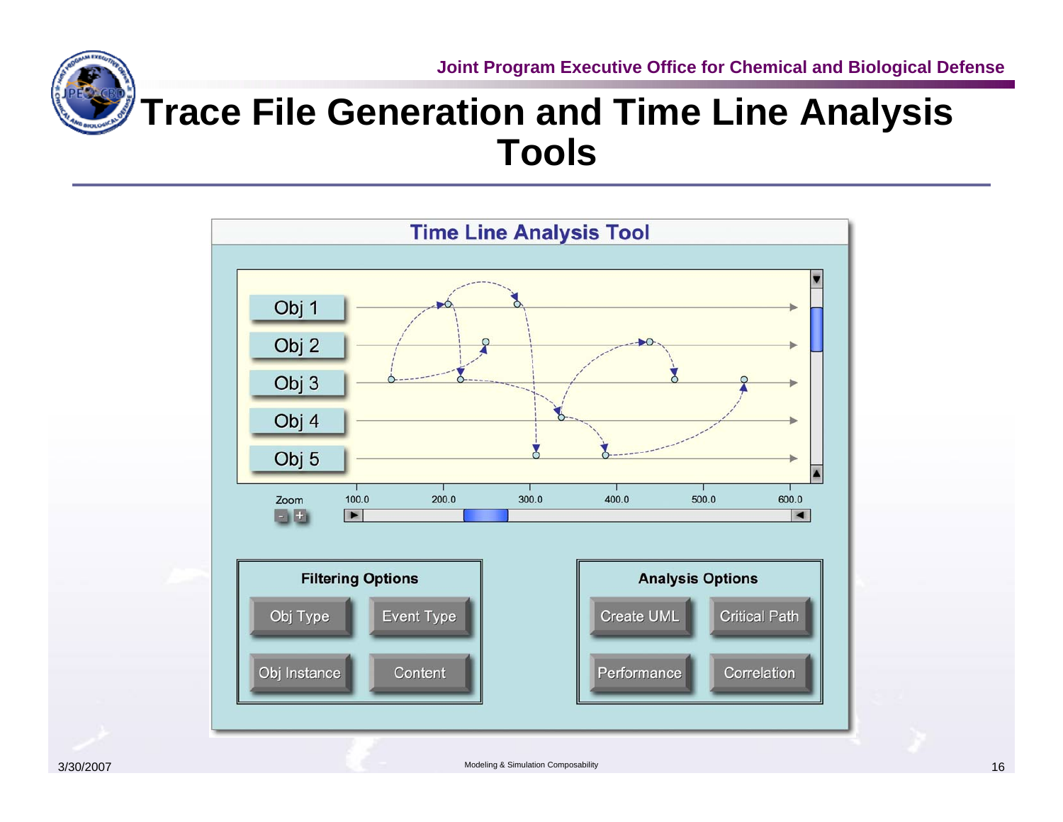# Trace File Generation and Time Line Analysis Tools

## Time Line Analysis Tool

Obj 1

Obj 2

Obj 3

Obj 4

Obj 5

Zoom

100.0 200.0 300.0 400.0 500.0 600.0

**Filtering Options**

- Obj Type
- Event Type
- Obj Instance
- Content

**Analysis Options**

- Create UML
- Critical Path
- Performance
- Correlation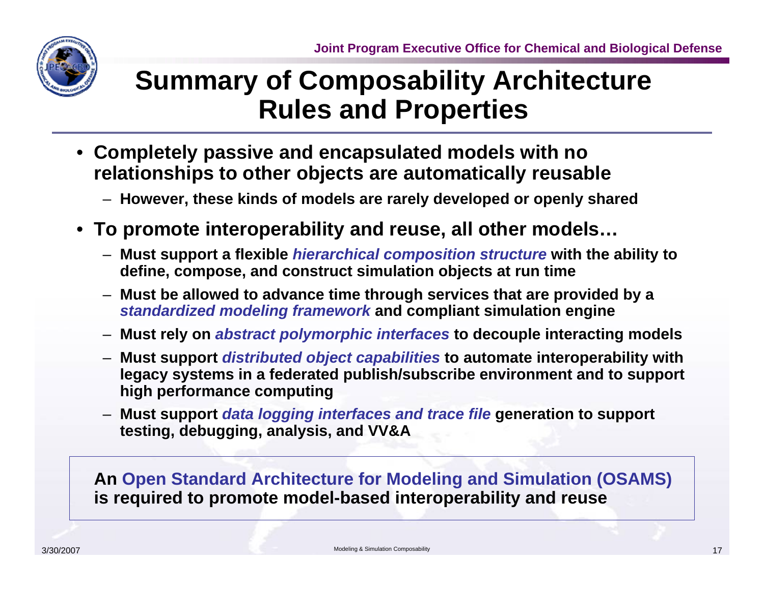# Summary of Composability Architecture Rules and Properties

- **Completely passive and encapsulated models with no relationships to other objects are automatically reusable**
  - **However, these kinds of models are rarely developed or openly shared**
- **To promote interoperability and reuse, all other models…**
  - **Must support a flexible *hierarchical composition structure* with the ability to define, compose, and construct simulation objects at run time**
  - **Must be allowed to advance time through services that are provided by a *standardized modeling framework* and compliant simulation engine**
  - **Must rely on *abstract polymorphic interfaces* to decouple interacting models**
  - **Must support *distributed object capabilities* to automate interoperability with legacy systems in a federated publish/subscribe environment and to support high performance computing**
  - **Must support *data logging interfaces and trace file* generation to support testing, debugging, analysis, and VV&A**

**An Open Standard Architecture for Modeling and Simulation (OSAMS) is required to promote model-based interoperability and reuse**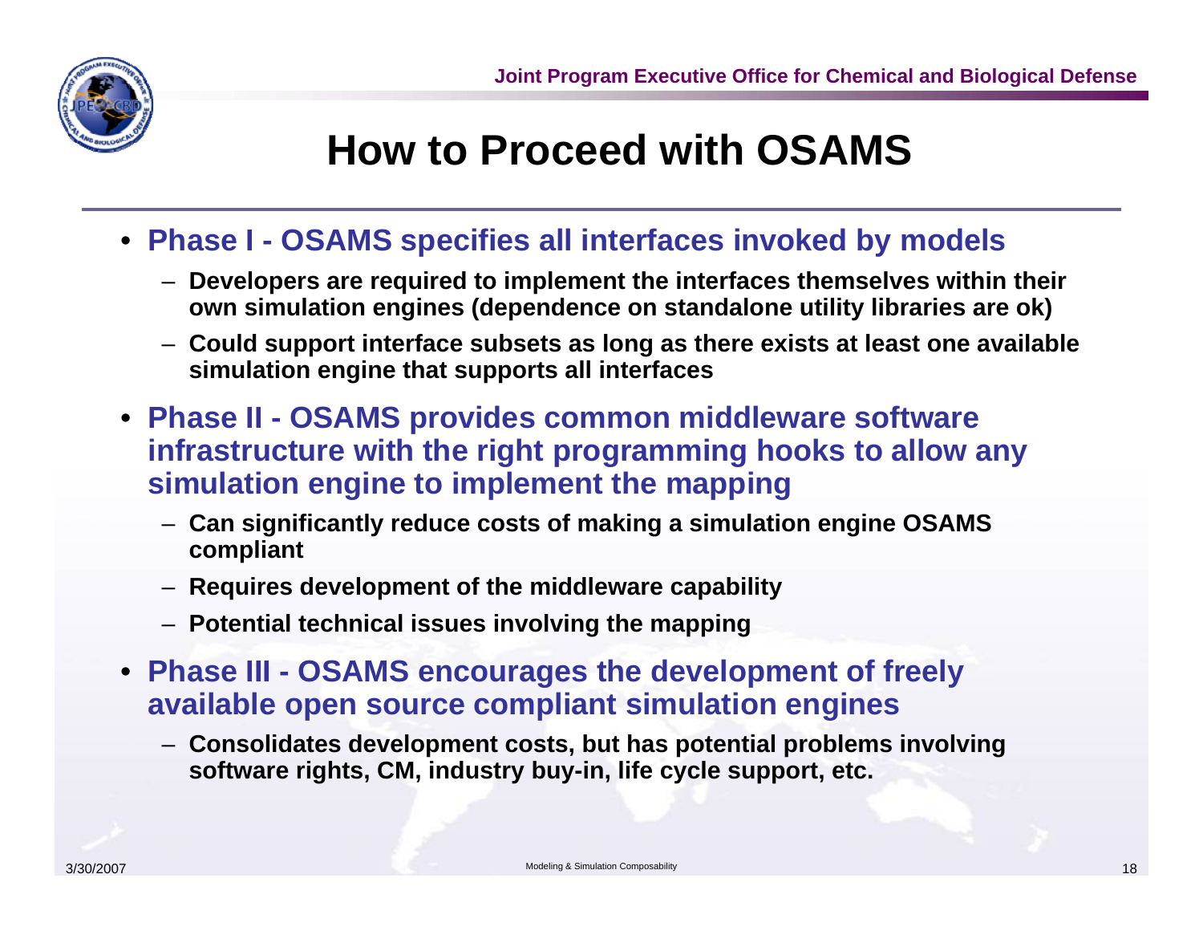# How to Proceed with OSAMS

- **Phase I - OSAMS specifies all interfaces invoked by models**
  - **Developers are required to implement the interfaces themselves within their own simulation engines (dependence on standalone utility libraries are ok)**
  - **Could support interface subsets as long as there exists at least one available simulation engine that supports all interfaces**
- **Phase II - OSAMS provides common middleware software infrastructure with the right programming hooks to allow any simulation engine to implement the mapping**
  - **Can significantly reduce costs of making a simulation engine OSAMS compliant**
  - **Requires development of the middleware capability**
  - **Potential technical issues involving the mapping**
- **Phase III - OSAMS encourages the development of freely available open source compliant simulation engines**
  - **Consolidates development costs, but has potential problems involving software rights, CM, industry buy-in, life cycle support, etc.**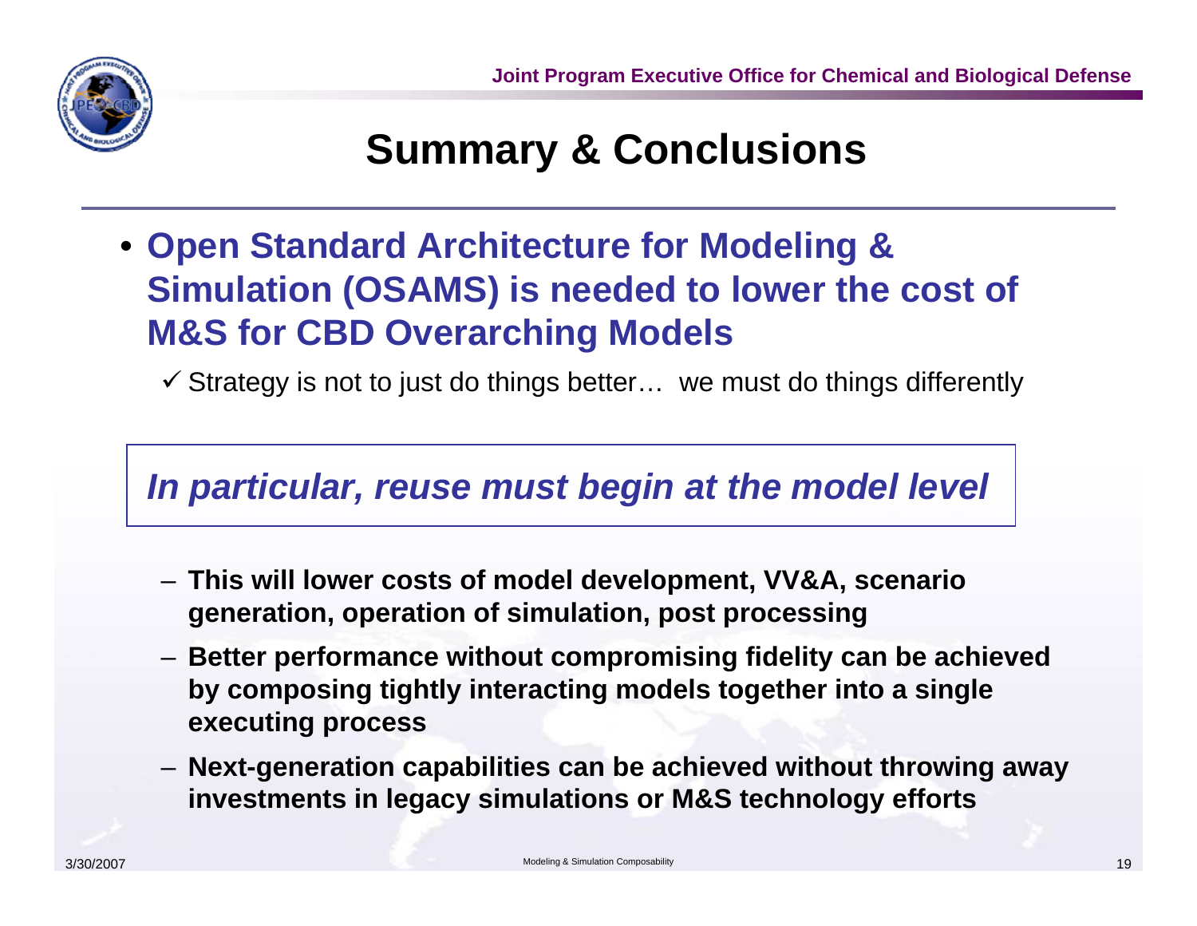# Summary & Conclusions

- **Open Standard Architecture for Modeling & Simulation (OSAMS) is needed to lower the cost of M&S for CBD Overarching Models**
  - ✓ Strategy is not to just do things better… we must do things differently

***In particular, reuse must begin at the model level***

- **This will lower costs of model development, VV&A, scenario generation, operation of simulation, post processing**
- **Better performance without compromising fidelity can be achieved by composing tightly interacting models together into a single executing process**
- **Next-generation capabilities can be achieved without throwing away investments in legacy simulations or M&S technology efforts**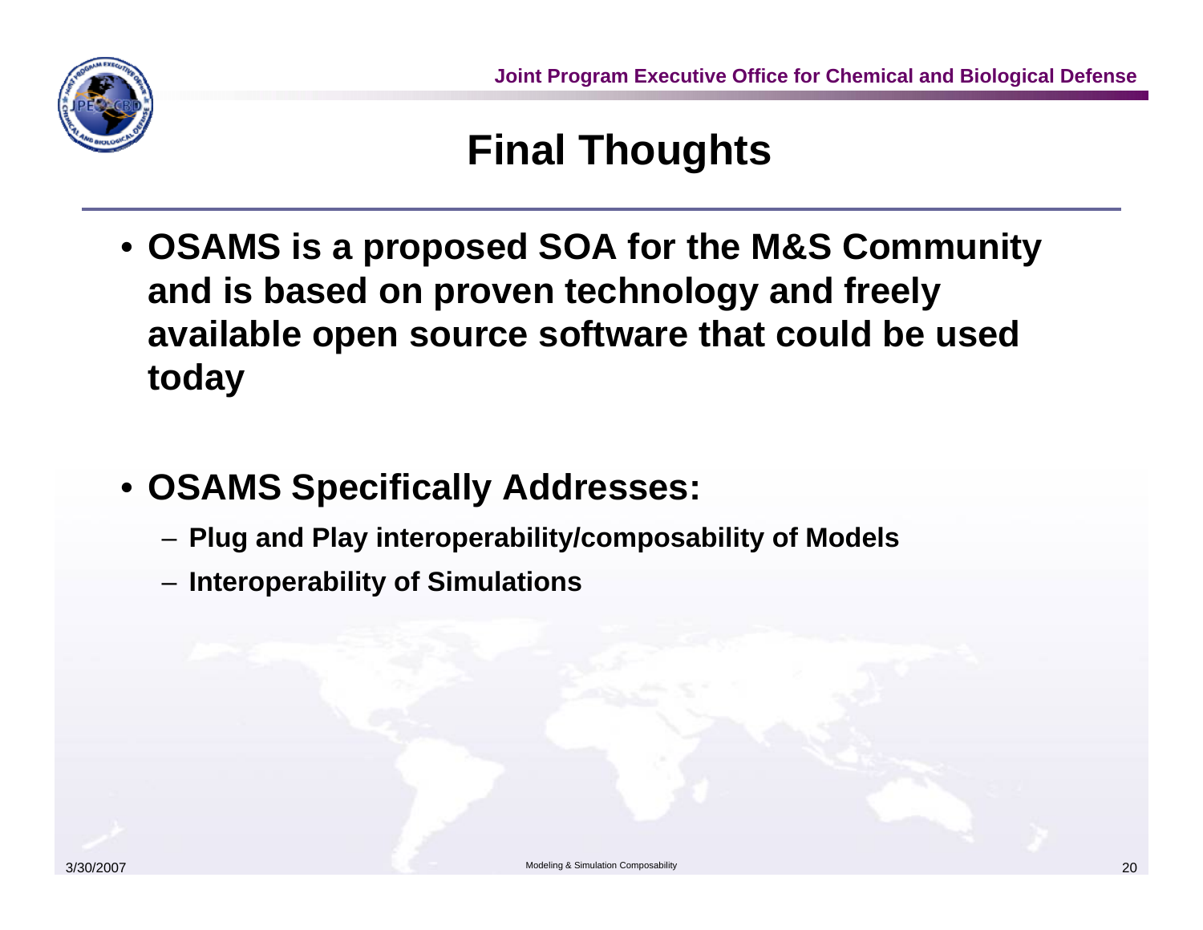# Final Thoughts

- **OSAMS is a proposed SOA for the M&S Community and is based on proven technology and freely available open source software that could be used today**

- **OSAMS Specifically Addresses:**
  - **Plug and Play interoperability/composability of Models**
  - **Interoperability of Simulations**